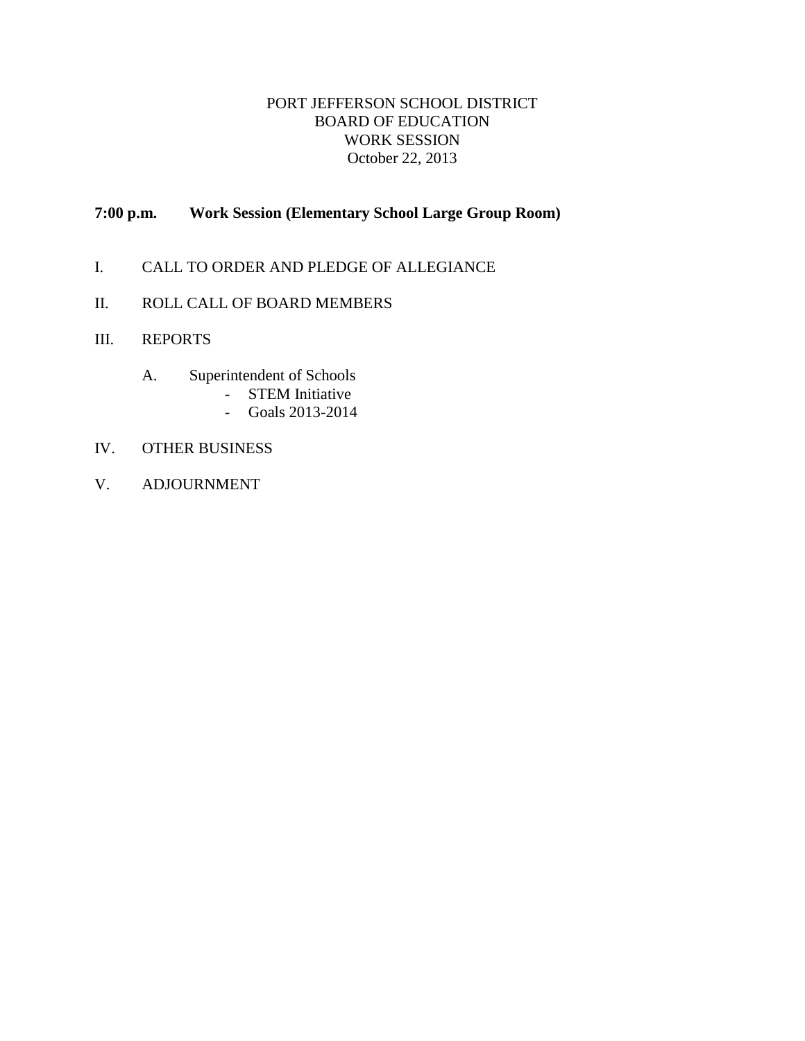# PORT JEFFERSON SCHOOL DISTRICT
## BOARD OF EDUCATION
## WORK SESSION
### October 22, 2013

**7:00 p.m. Work Session (Elementary School Large Group Room)**

I. CALL TO ORDER AND PLEDGE OF ALLEGIANCE

II. ROLL CALL OF BOARD MEMBERS

III. REPORTS

   A. Superintendent of Schools
      - STEM Initiative
      - Goals 2013-2014

IV. OTHER BUSINESS

V. ADJOURNMENT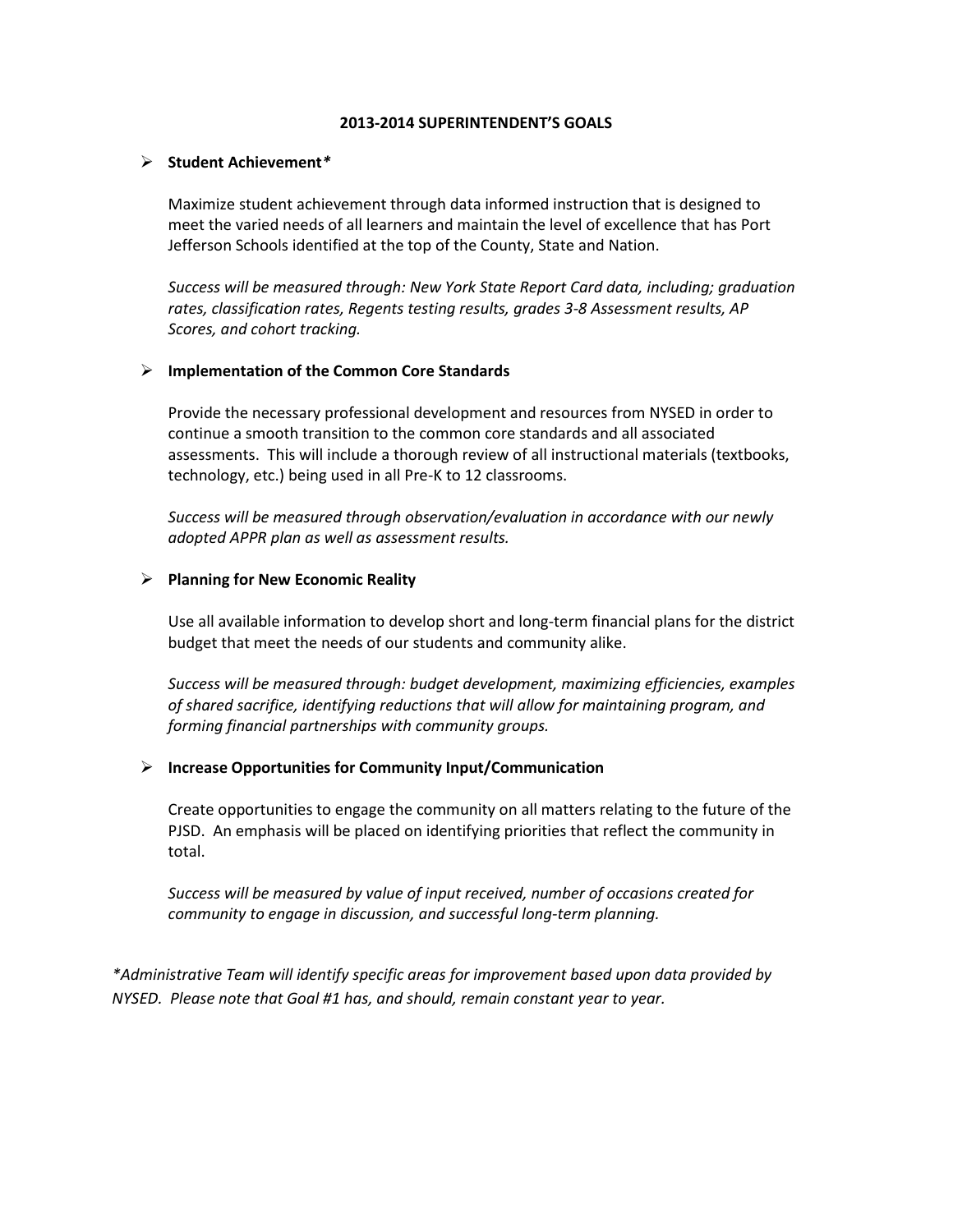# 2013-2014 SUPERINTENDENT'S GOALS

- **Student Achievement***

  Maximize student achievement through data informed instruction that is designed to meet the varied needs of all learners and maintain the level of excellence that has Port Jefferson Schools identified at the top of the County, State and Nation.

  *Success will be measured through: New York State Report Card data, including; graduation rates, classification rates, Regents testing results, grades 3-8 Assessment results, AP Scores, and cohort tracking.*

- **Implementation of the Common Core Standards**

  Provide the necessary professional development and resources from NYSED in order to continue a smooth transition to the common core standards and all associated assessments. This will include a thorough review of all instructional materials (textbooks, technology, etc.) being used in all Pre-K to 12 classrooms.

  *Success will be measured through observation/evaluation in accordance with our newly adopted APPR plan as well as assessment results.*

- **Planning for New Economic Reality**

  Use all available information to develop short and long-term financial plans for the district budget that meet the needs of our students and community alike.

  *Success will be measured through: budget development, maximizing efficiencies, examples of shared sacrifice, identifying reductions that will allow for maintaining program, and forming financial partnerships with community groups.*

- **Increase Opportunities for Community Input/Communication**

  Create opportunities to engage the community on all matters relating to the future of the PJSD. An emphasis will be placed on identifying priorities that reflect the community in total.

  *Success will be measured by value of input received, number of occasions created for community to engage in discussion, and successful long-term planning.*

**Administrative Team will identify specific areas for improvement based upon data provided by NYSED. Please note that Goal #1 has, and should, remain constant year to year.*